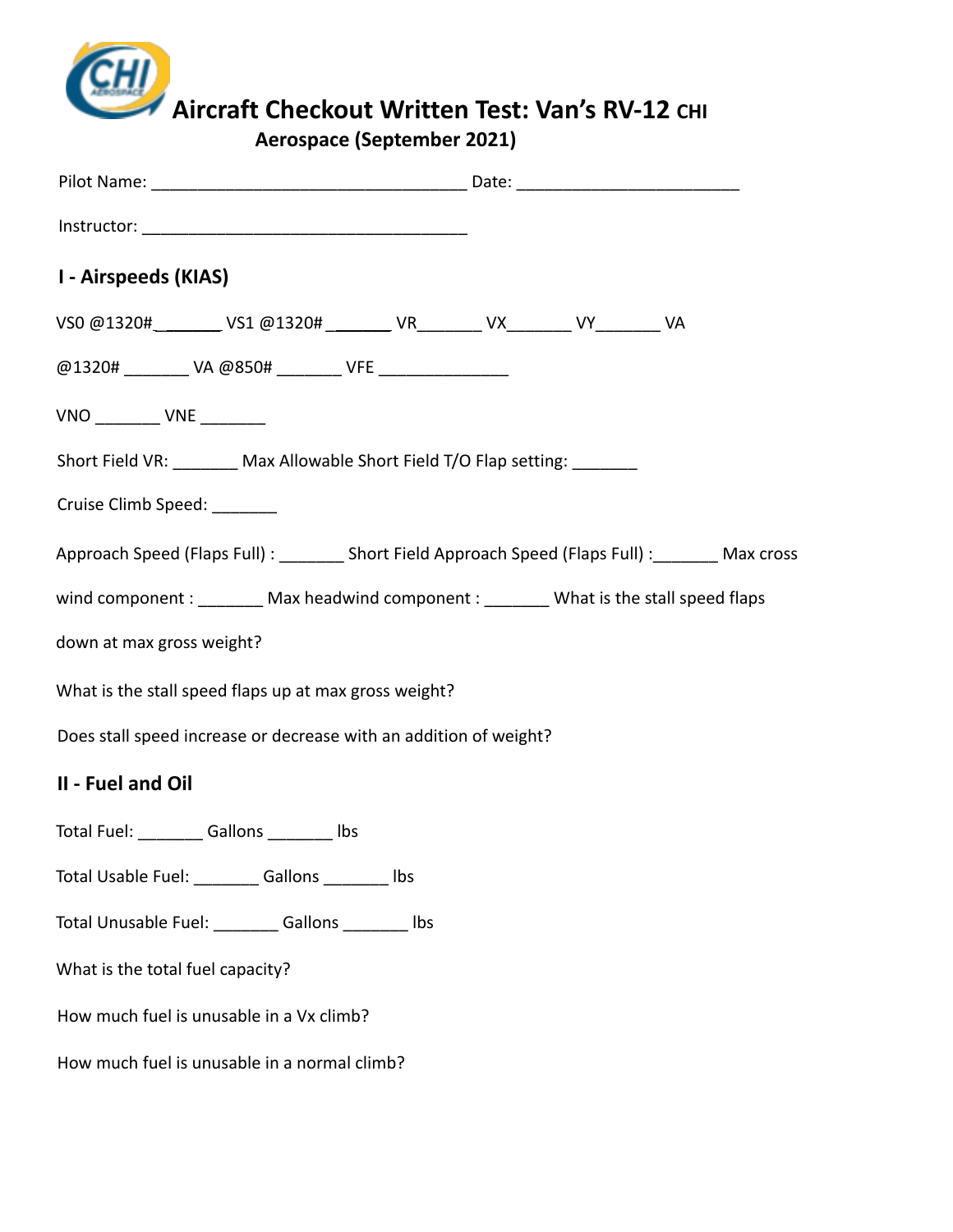# Aircraft Checkout Written Test: Van's RV-12 CHI Aerospace (September 2021)

Pilot Name: _________________________________ Date: _______________________

Instructor: __________________________________

## I - Airspeeds (KIAS)

VS0 @1320# _______ VS1 @1320# _______ VR_______ VX_______ VY_______ VA @1320# _______ VA @850# _______ VFE _____________

VNO _______ VNE _______

Short Field VR: _______ Max Allowable Short Field T/O Flap setting: _______

Cruise Climb Speed: _______

Approach Speed (Flaps Full) : _______ Short Field Approach Speed (Flaps Full) :_______ Max cross wind component : _______ Max headwind component : _______ What is the stall speed flaps down at max gross weight?

What is the stall speed flaps up at max gross weight?

Does stall speed increase or decrease with an addition of weight?

## II - Fuel and Oil

Total Fuel: _______ Gallons _______ lbs

Total Usable Fuel: _______ Gallons _______ lbs

Total Unusable Fuel: _______ Gallons _______ lbs

What is the total fuel capacity?

How much fuel is unusable in a Vx climb?

How much fuel is unusable in a normal climb?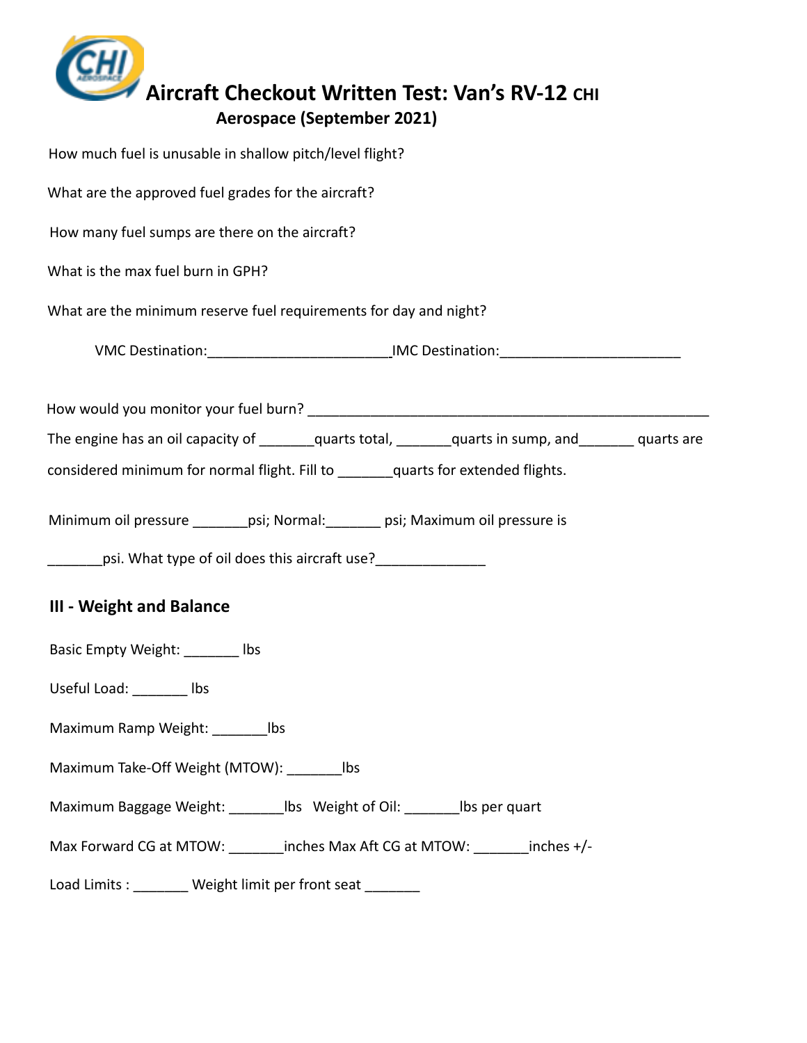# Aircraft Checkout Written Test: Van's RV-12 CHI Aerospace (September 2021)

How much fuel is unusable in shallow pitch/level flight?

What are the approved fuel grades for the aircraft?

How many fuel sumps are there on the aircraft?

What is the max fuel burn in GPH?

What are the minimum reserve fuel requirements for day and night?

VMC Destination:________________________IMC Destination:________________________

How would you monitor your fuel burn? ____________________________________________________

The engine has an oil capacity of _______quarts total, _______quarts in sump, and_______ quarts are considered minimum for normal flight. Fill to _______quarts for extended flights.

Minimum oil pressure _______psi; Normal:_______ psi; Maximum oil pressure is _______psi. What type of oil does this aircraft use?______________

## III - Weight and Balance

Basic Empty Weight: _______ lbs

Useful Load: _______ lbs

Maximum Ramp Weight: _______lbs

Maximum Take-Off Weight (MTOW): _______lbs

Maximum Baggage Weight: _______lbs Weight of Oil: _______lbs per quart

Max Forward CG at MTOW: _______inches Max Aft CG at MTOW: _______inches +/-

Load Limits : _______ Weight limit per front seat _______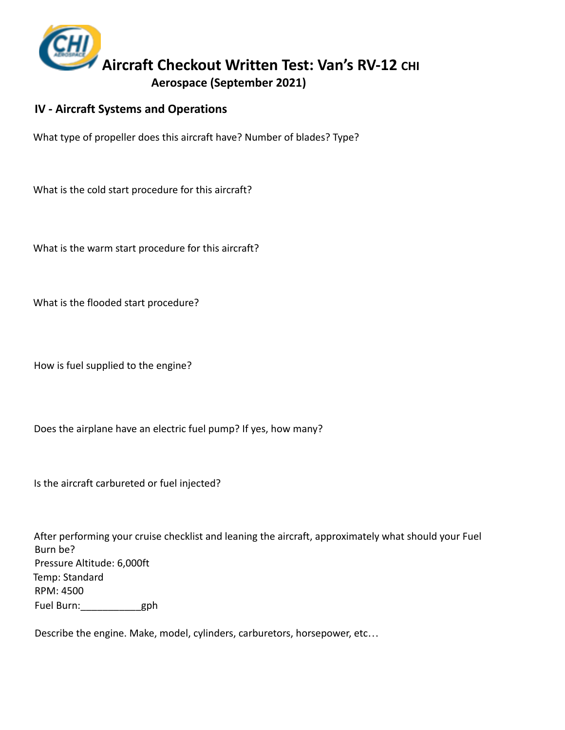# Aircraft Checkout Written Test: Van's RV-12 CHI Aerospace (September 2021)

## IV - Aircraft Systems and Operations

What type of propeller does this aircraft have? Number of blades? Type?

What is the cold start procedure for this aircraft?

What is the warm start procedure for this aircraft?

What is the flooded start procedure?

How is fuel supplied to the engine?

Does the airplane have an electric fuel pump? If yes, how many?

Is the aircraft carbureted or fuel injected?

After performing your cruise checklist and leaning the aircraft, approximately what should your Fuel Burn be?
Pressure Altitude: 6,000ft
Temp: Standard
RPM: 4500
Fuel Burn:___________gph

Describe the engine. Make, model, cylinders, carburetors, horsepower, etc…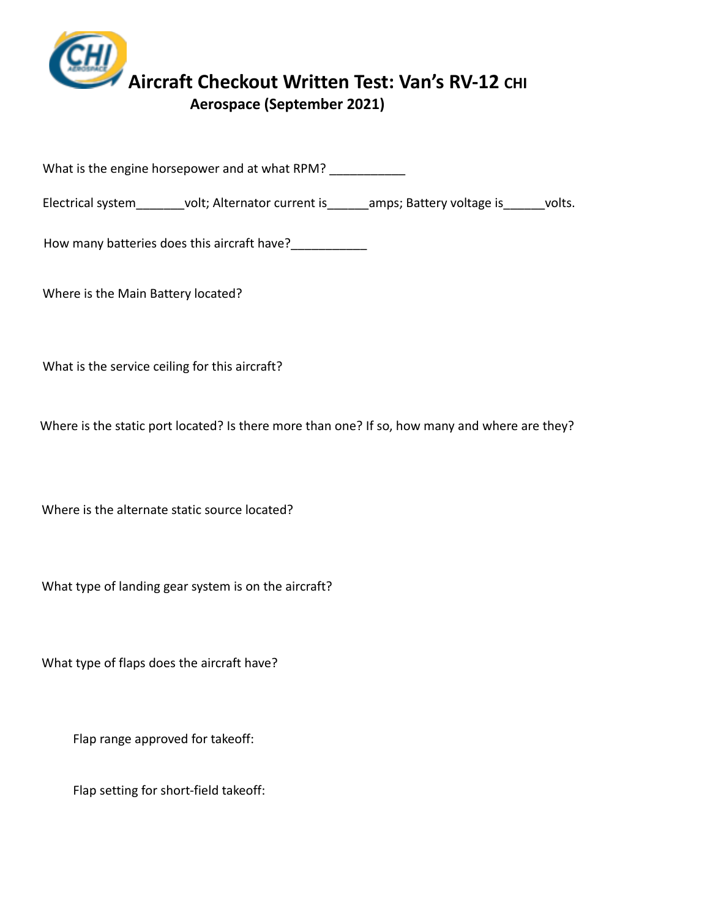# Aircraft Checkout Written Test: Van's RV-12 CHI Aerospace (September 2021)

What is the engine horsepower and at what RPM? ___________

Electrical system_______volt; Alternator current is______amps; Battery voltage is______volts.

How many batteries does this aircraft have?___________

Where is the Main Battery located?

What is the service ceiling for this aircraft?

Where is the static port located? Is there more than one? If so, how many and where are they?

Where is the alternate static source located?

What type of landing gear system is on the aircraft?

What type of flaps does the aircraft have?

Flap range approved for takeoff:

Flap setting for short-field takeoff: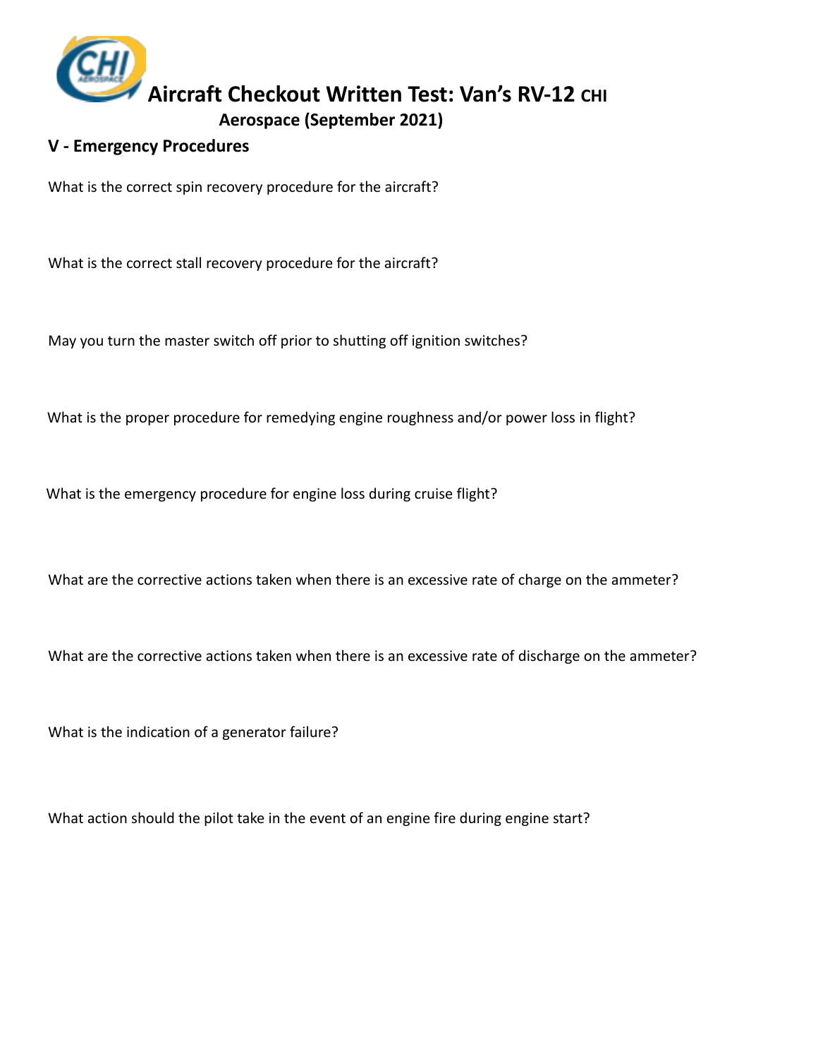# Aircraft Checkout Written Test: Van's RV-12 CHI Aerospace (September 2021)

## V - Emergency Procedures

What is the correct spin recovery procedure for the aircraft?

What is the correct stall recovery procedure for the aircraft?

May you turn the master switch off prior to shutting off ignition switches?

What is the proper procedure for remedying engine roughness and/or power loss in flight?

What is the emergency procedure for engine loss during cruise flight?

What are the corrective actions taken when there is an excessive rate of charge on the ammeter?

What are the corrective actions taken when there is an excessive rate of discharge on the ammeter?

What is the indication of a generator failure?

What action should the pilot take in the event of an engine fire during engine start?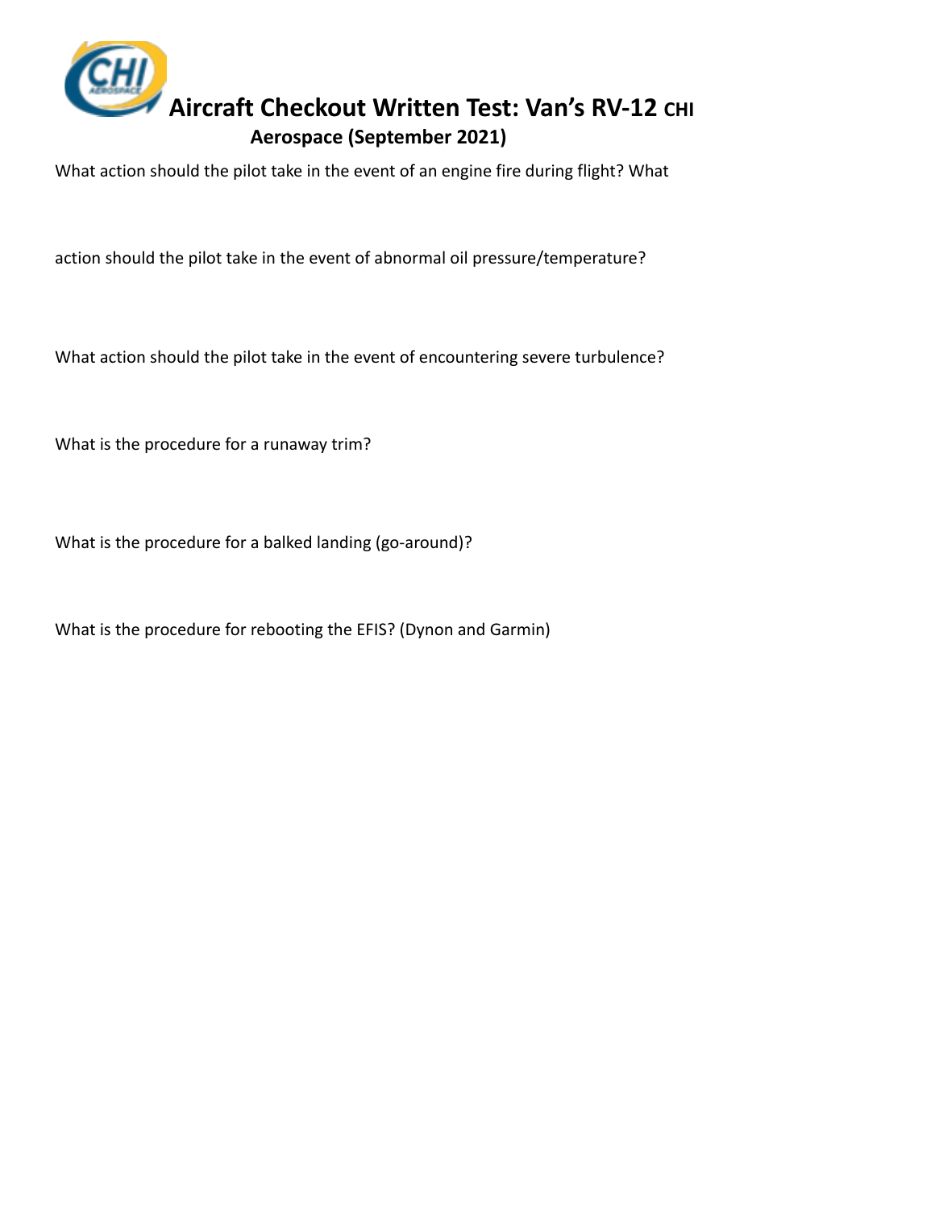# Aircraft Checkout Written Test: Van's RV-12 CHI Aerospace (September 2021)

What action should the pilot take in the event of an engine fire during flight? What

action should the pilot take in the event of abnormal oil pressure/temperature?

What action should the pilot take in the event of encountering severe turbulence?

What is the procedure for a runaway trim?

What is the procedure for a balked landing (go-around)?

What is the procedure for rebooting the EFIS? (Dynon and Garmin)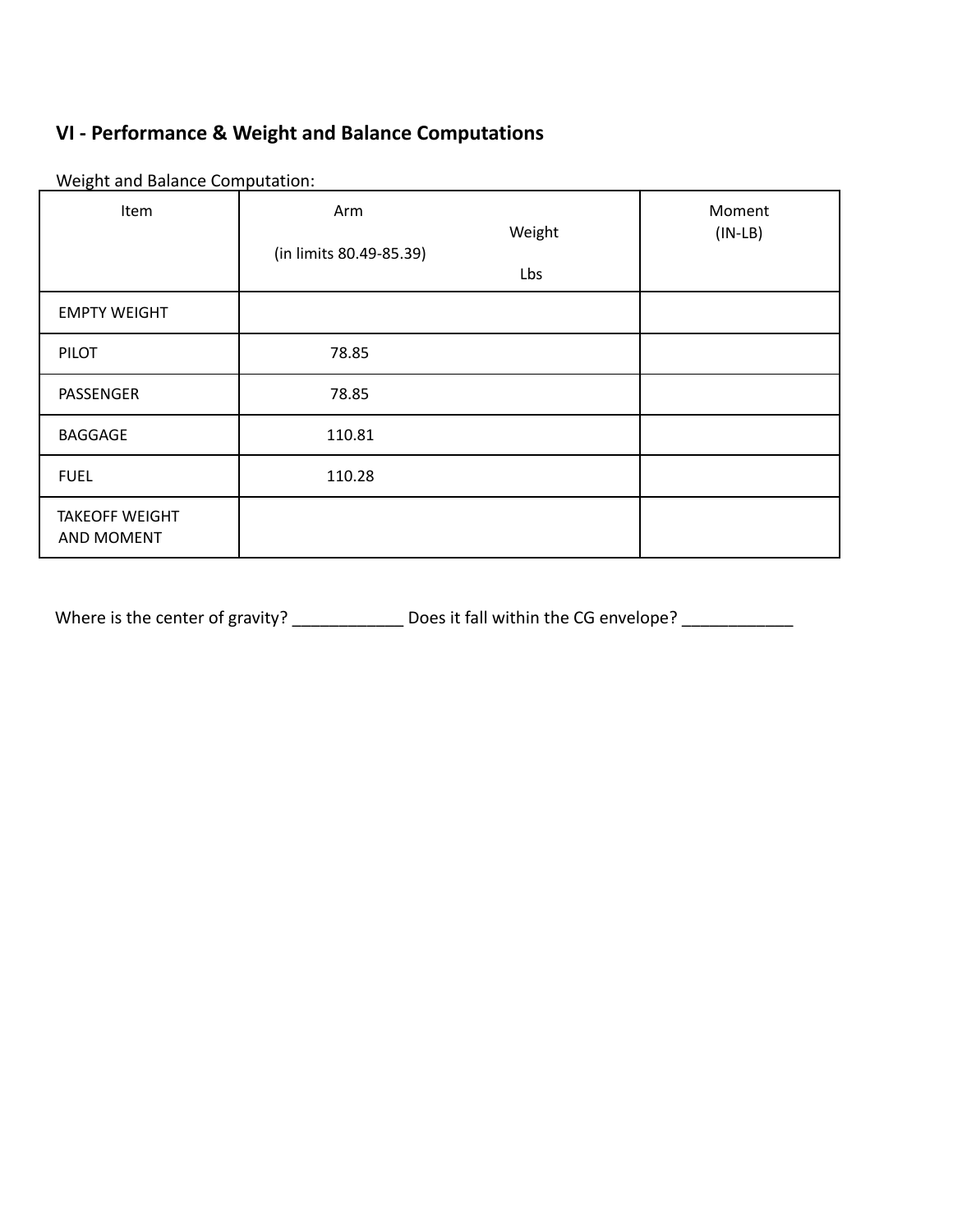## VI - Performance & Weight and Balance Computations

Weight and Balance Computation:

| Item | Arm (in limits 80.49-85.39) | Weight Lbs | Moment (IN-LB) |
|---|---|---|---|
| EMPTY WEIGHT | | | |
| PILOT | 78.85 | | |
| PASSENGER | 78.85 | | |
| BAGGAGE | 110.81 | | |
| FUEL | 110.28 | | |
| TAKEOFF WEIGHT AND MOMENT | | | |

Where is the center of gravity? ____________ Does it fall within the CG envelope? ____________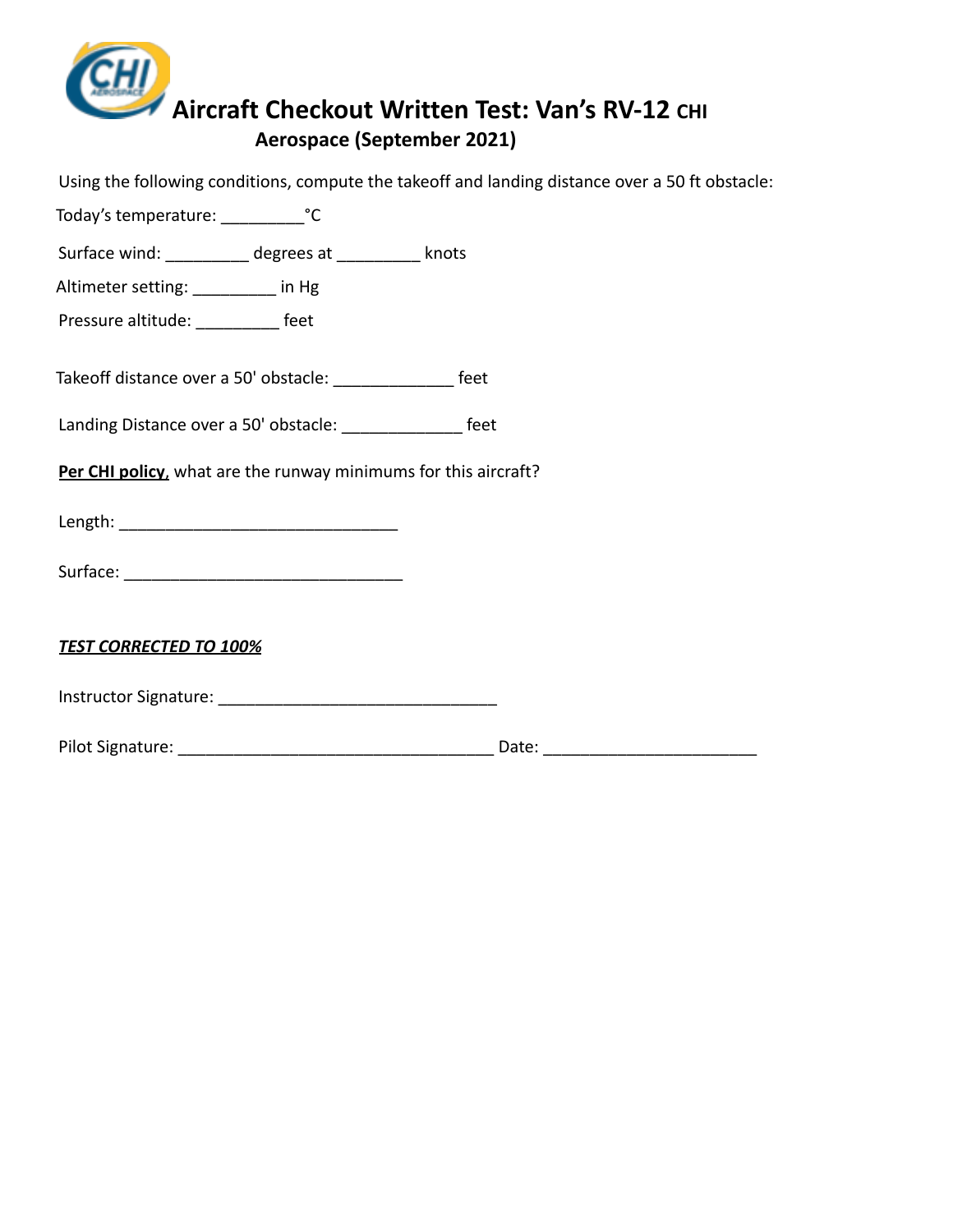# Aircraft Checkout Written Test: Van's RV-12 CHI Aerospace (September 2021)

Using the following conditions, compute the takeoff and landing distance over a 50 ft obstacle:

Today's temperature: _________°C

Surface wind: _________ degrees at _________ knots

Altimeter setting: _________ in Hg

Pressure altitude: _________ feet

Takeoff distance over a 50' obstacle: _____________ feet

Landing Distance over a 50' obstacle: _____________ feet

**<u>Per CHI policy</u>**, what are the runway minimums for this aircraft?

Length: ______________________________

Surface: ______________________________

***<u>TEST CORRECTED TO 100%</u>***

Instructor Signature: ______________________________

Pilot Signature: __________________________________ Date: ______________________